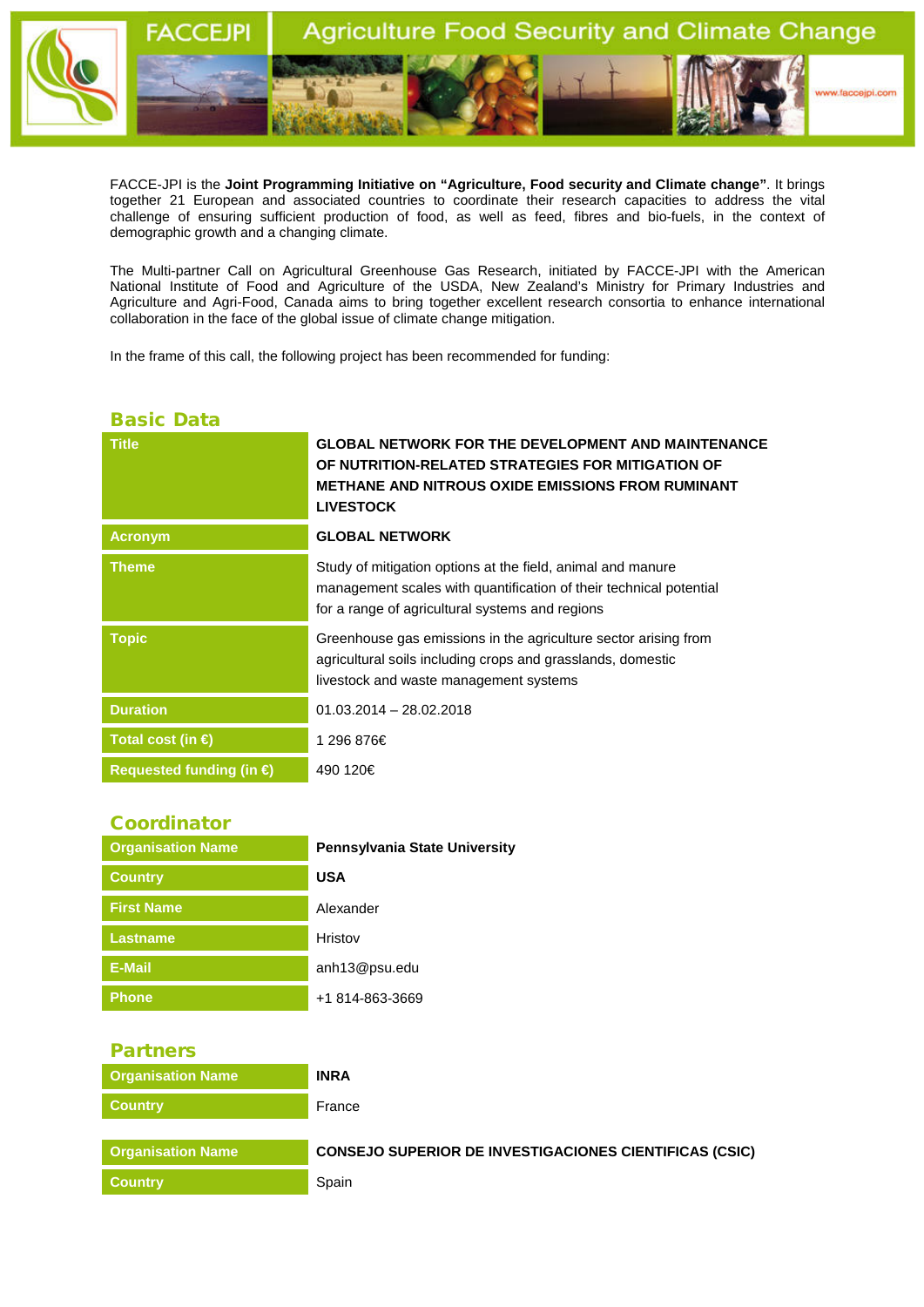FACCEJPI — Agriculture Food Security and Climate Change

FACCE-JPI is the **Joint Programming Initiative on "Agriculture, Food security and Climate change"**. It brings together 21 European and associated countries to coordinate their research capacities to address the vital challenge of ensuring sufficient production of food, as well as feed, fibres and bio-fuels, in the context of demographic growth and a changing climate.

The Multi-partner Call on Agricultural Greenhouse Gas Research, initiated by FACCE-JPI with the American National Institute of Food and Agriculture of the USDA, New Zealand's Ministry for Primary Industries and Agriculture and Agri-Food, Canada aims to bring together excellent research consortia to enhance international collaboration in the face of the global issue of climate change mitigation.

In the frame of this call, the following project has been recommended for funding:

## Basic Data

| | |
|---|---|
| **Title** | **GLOBAL NETWORK FOR THE DEVELOPMENT AND MAINTENANCE OF NUTRITION-RELATED STRATEGIES FOR MITIGATION OF METHANE AND NITROUS OXIDE EMISSIONS FROM RUMINANT LIVESTOCK** |
| **Acronym** | **GLOBAL NETWORK** |
| **Theme** | Study of mitigation options at the field, animal and manure management scales with quantification of their technical potential for a range of agricultural systems and regions |
| **Topic** | Greenhouse gas emissions in the agriculture sector arising from agricultural soils including crops and grasslands, domestic livestock and waste management systems |
| **Duration** | 01.03.2014 – 28.02.2018 |
| **Total cost (in €)** | 1 296 876€ |
| **Requested funding (in €)** | 490 120€ |

## Coordinator

| | |
|---|---|
| **Organisation Name** | **Pennsylvania State University** |
| **Country** | **USA** |
| **First Name** | Alexander |
| **Lastname** | Hristov |
| **E-Mail** | anh13@psu.edu |
| **Phone** | +1 814-863-3669 |

## Partners

| | |
|---|---|
| **Organisation Name** | **INRA** |
| **Country** | France |

| | |
|---|---|
| **Organisation Name** | **CONSEJO SUPERIOR DE INVESTIGACIONES CIENTIFICAS (CSIC)** |
| **Country** | Spain |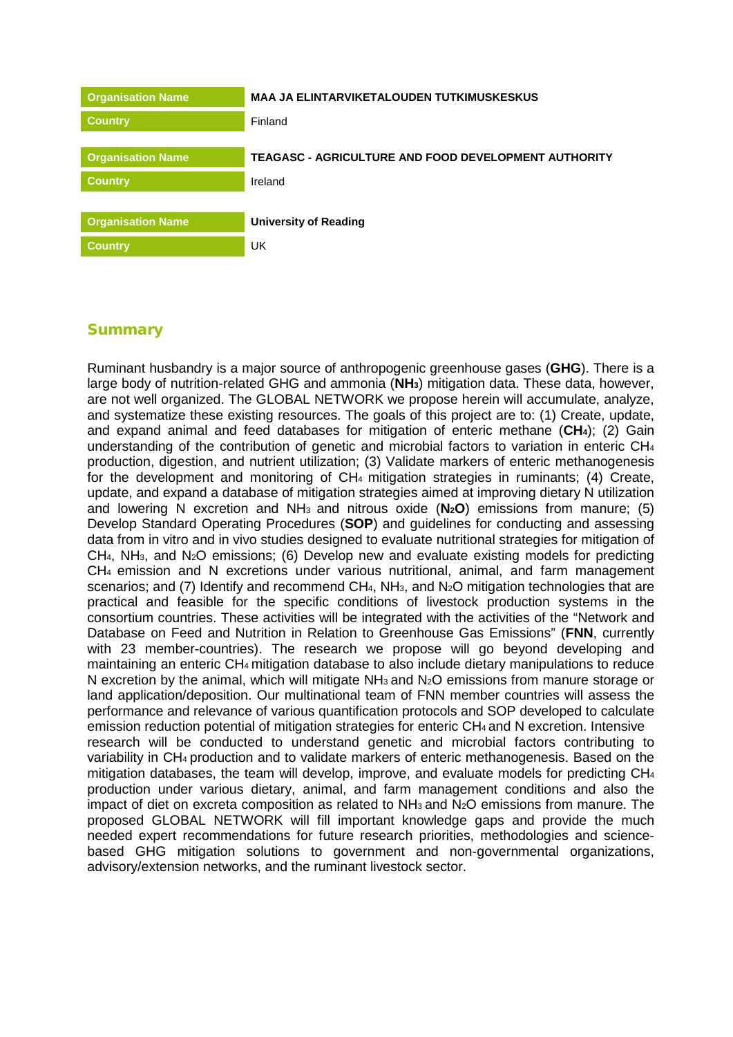| | |
|---|---|
| **Organisation Name** | **MAA JA ELINTARVIKETALOUDEN TUTKIMUSKESKUS** |
| **Country** | Finland |
| **Organisation Name** | **TEAGASC - AGRICULTURE AND FOOD DEVELOPMENT AUTHORITY** |
| **Country** | Ireland |
| **Organisation Name** | **University of Reading** |
| **Country** | UK |

## Summary

Ruminant husbandry is a major source of anthropogenic greenhouse gases (**GHG**). There is a large body of nutrition-related GHG and ammonia (**$NH_3$**) mitigation data. These data, however, are not well organized. The GLOBAL NETWORK we propose herein will accumulate, analyze, and systematize these existing resources. The goals of this project are to: (1) Create, update, and expand animal and feed databases for mitigation of enteric methane (**$CH_4$**); (2) Gain understanding of the contribution of genetic and microbial factors to variation in enteric $CH_4$ production, digestion, and nutrient utilization; (3) Validate markers of enteric methanogenesis for the development and monitoring of $CH_4$ mitigation strategies in ruminants; (4) Create, update, and expand a database of mitigation strategies aimed at improving dietary N utilization and lowering N excretion and $NH_3$ and nitrous oxide (**$N_2O$**) emissions from manure; (5) Develop Standard Operating Procedures (**SOP**) and guidelines for conducting and assessing data from in vitro and in vivo studies designed to evaluate nutritional strategies for mitigation of $CH_4$, $NH_3$, and $N_2O$ emissions; (6) Develop new and evaluate existing models for predicting $CH_4$ emission and N excretions under various nutritional, animal, and farm management scenarios; and (7) Identify and recommend $CH_4$, $NH_3$, and $N_2O$ mitigation technologies that are practical and feasible for the specific conditions of livestock production systems in the consortium countries. These activities will be integrated with the activities of the "Network and Database on Feed and Nutrition in Relation to Greenhouse Gas Emissions" (**FNN**, currently with 23 member-countries). The research we propose will go beyond developing and maintaining an enteric $CH_4$ mitigation database to also include dietary manipulations to reduce N excretion by the animal, which will mitigate $NH_3$ and $N_2O$ emissions from manure storage or land application/deposition. Our multinational team of FNN member countries will assess the performance and relevance of various quantification protocols and SOP developed to calculate emission reduction potential of mitigation strategies for enteric $CH_4$ and N excretion. Intensive research will be conducted to understand genetic and microbial factors contributing to variability in $CH_4$ production and to validate markers of enteric methanogenesis. Based on the mitigation databases, the team will develop, improve, and evaluate models for predicting $CH_4$ production under various dietary, animal, and farm management conditions and also the impact of diet on excreta composition as related to $NH_3$ and $N_2O$ emissions from manure. The proposed GLOBAL NETWORK will fill important knowledge gaps and provide the much needed expert recommendations for future research priorities, methodologies and science-based GHG mitigation solutions to government and non-governmental organizations, advisory/extension networks, and the ruminant livestock sector.